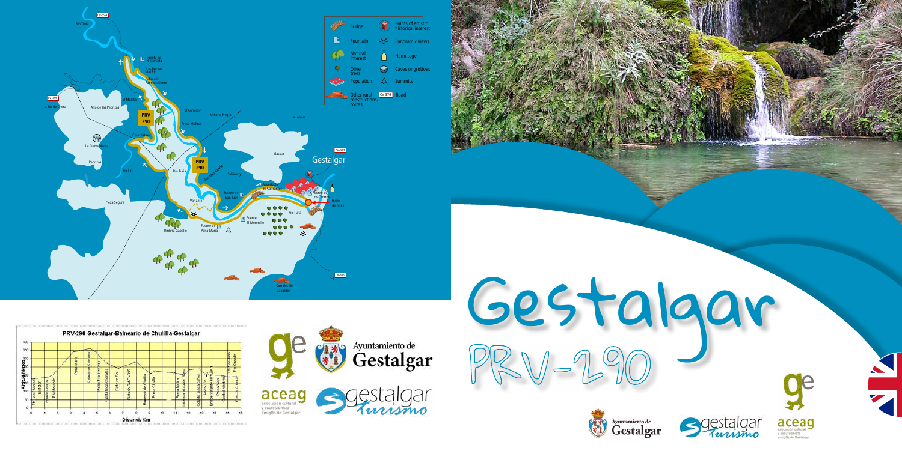# Gestalgar

## PRV-290

**Legend**

| | |
| --- | --- |
| Bridge | Points of artistic historical interest |
| Fountain | Panoramic views |
| Natural interest | Hermitage |
| Olive trees | Caves or grottoes |
| Population | Summits |
| Other rural constructions/corrals | CV-379 Road |

**PRV-290 Gestalgar-Balneario de Chulilla-Gestalgar**

Altitud Metros / Distancia Km

Ayuntamiento de Gestalgar

aceag asociación cultural y excursionista amigos de Gestalgar

gestalgar turismo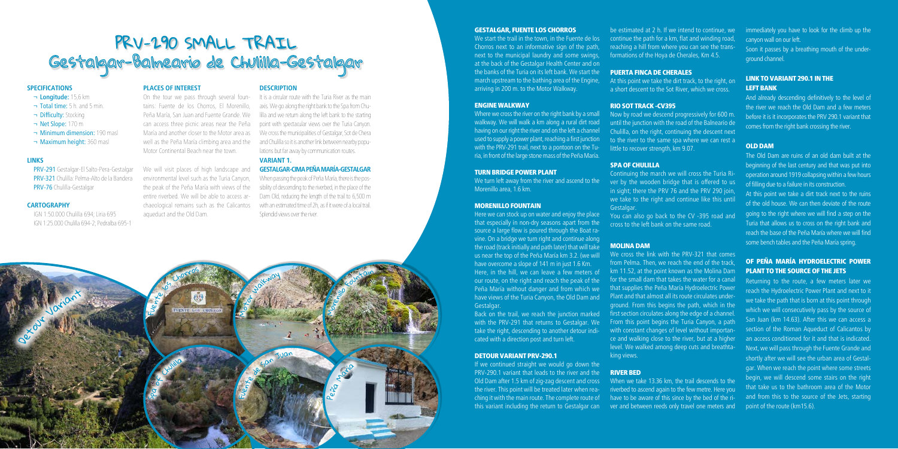# PRV-290 SMALL TRAIL

## Gestalgar-Balneario de Chulilla-Gestalgar

### SPECIFICATIONS

- Longitude: 15,6 km
- Total time: 5 h. and 5 min.
- Difficulty: Stocking
- Net Slope: 170 m
- Minimum dimension: 190 masl
- Maximum height: 360 masl

### LINKS

PRV-291 Gestalgar-El Salto-Pera-Gestalgar
PRV-321 Chulilla: Pelma-Alto de la Bandera
PRV-76 Chulilla-Gestalgar

### CARTOGRAPHY

IGN 1:50.000 Chulilla 694; Liria 695
IGN 1:25.000 Chulilla 694-2; Pedralba 695-1

### PLACES OF INTEREST

On the tour we pass through several fountains: Fuente de los Chorros, El Morenillo, Peña María, San Juan and Fuente Grande. We can access three picnic areas near the Peña María and another closer to the Motor areas as well as the Peña María climbing area and the Motor Continental Beach near the town.

We will visit places of high landscape and environmental level such as the Turia Canyon, the peak of the Peña María with views of the entire riverbed. We will be able to access archaeological remains such as the Calicantos aqueduct and the Old Dam.

### DESCRIPTION

It is a circular route with the Turia River as the main axis. We go along the right bank to the Spa from Chulilla and we return along the left bank to the starting point with spectacular views over the Turia Canyon. We cross the municipalities of Gestalgar, Sot de Chera and Chulilla so it is another link between nearby populations but far away by communication routes.

### VARIANT 1. GESTALGAR-CIMA PEÑA MARÍA-GESTALGAR

When passing the peak of Peña María, there is the possibility of descending to the riverbed, in the place of the Dam Old, reducing the length of the trail to 6,500 m with an estimated time of 2h, as if it were of a local trail. Splendid views over the river.

Detour Variant

Fuente los Chorros

Motor Walkway

Morenillo Fountain

Spa of Chulilla

Fuente de San Juan

Peña María

### GESTALGAR, FUENTE LOS CHORROS

We start the trail in the town, in the Fuente de los Chorros next to an informative sign of the path, next to the municipal laundry and some swings, at the back of the Gestalgar Health Center and on the banks of the Turia on its left bank. We start the march upstream to the bathing area of the Engine, arriving in 200 m. to the Motor Walkway.

### ENGINE WALKWAY

Where we cross the river on the right bank by a small walkway. We will walk a km along a rural dirt road having on our right the river and on the left a channel used to supply a power plant, reaching a first junction with the PRV-291 trail, next to a pontoon on the Turia, in front of the large stone mass of the Peña María.

### TURN BRIDGE POWER PLANT

We turn left away from the river and ascend to the Morenillo area, 1.6 km.

### MORENILLO FOUNTAIN

Here we can stock up on water and enjoy the place that especially in non-dry seasons apart from the source a large flow is poured through the Boat ravine. On a bridge we turn right and continue along the road (track initially and path later) that will take us near the top of the Peña María km 3.2. (we will have overcome a slope of 141 m in just 1.6 Km.

Here, in the hill, we can leave a few meters of our route, on the right and reach the peak of the Peña María without danger and from which we have views of the Turia Canyon, the Old Dam and Gestalgar.

Back on the trail, we reach the junction marked with the PRV-291 that returns to Gestalgar. We take the right, descending to another detour indicated with a direction post and turn left.

### DETOUR VARIANT PRV-290.1

If we continued straight we would go down the PRV-290.1 variant that leads to the river and the Old Dam after 1.5 km of zig-zag descent and cross the river. This point will be treated later when reaching it with the main route. The complete route of this variant including the return to Gestalgar can be estimated at 2 h. If we intend to continue, we continue the path for a km, flat and winding road, reaching a hill from where you can see the transformations of the Hoya de Cherales, Km 4.5.

### PUERTA FINCA DE CHERALES

At this point we take the dirt track, to the right, on a short descent to the Sot River, which we cross.

### RIO SOT TRACK -CV395

Now by road we descend progressively for 600 m. until the junction with the road of the Balneario de Chulilla, on the right, continuing the descent next to the river to the same spa where we can rest a little to recover strength, km 9.07.

### SPA OF CHULILLA

Continuing the march we will cross the Turia River by the wooden bridge that is offered to us in sight; there the PRV 76 and the PRV 290 join, we take to the right and continue like this until Gestalgar.

You can also go back to the CV -395 road and cross to the left bank on the same road.

### MOLINA DAM

We cross the link with the PRV-321 that comes from Pelma. Then, we reach the end of the track, km 11.52, at the point known as the Molina Dam for the small dam that takes the water for a canal that supplies the Peña María Hydroelectric Power Plant and that almost all its route circulates underground. From this begins the path, which in the first section circulates along the edge of a channel. From this point begins the Turia Canyon, a path with constant changes of level without importance and walking close to the river, but at a higher level. We walked among deep cuts and breathtaking views.

### RIVER BED

When we take 13.36 km, the trail descends to the riverbed to ascend again to the few metre. Here you have to be aware of this since by the bed of the river and between reeds only travel one meters and immediately you have to look for the climb up the canyon wall on our left.

Soon it passes by a breathing mouth of the underground channel.

### LINK TO VARIANT 290.1 IN THE LEFT BANK

And already descending definitively to the level of the river we reach the Old Dam and a few meters before it is it incorporates the PRV 290.1 variant that comes from the right bank crossing the river.

### OLD DAM

The Old Dam are ruins of an old dam built at the beginning of the last century and that was put into operation around 1919 collapsing within a few hours of filling due to a failure in its construction.

At this point we take a dirt track next to the ruins of the old house. We can then deviate of the route going to the right where we will find a step on the Turia that allows us to cross on the right bank and reach the base of the Peña María where we will find some bench tables and the Peña María spring.

### OF PEÑA MARÍA HYDROELECTRIC POWER PLANT TO THE SOURCE OF THE JETS

Returning to the route, a few meters later we reach the Hydroelectric Power Plant and next to it we take the path that is born at this point through which we will consecutively pass by the source of San Juan (km 14.63). After this we can access a section of the Roman Aqueduct of Calicantos by an access conditioned for it and that is indicated. Next, we will pass through the Fuente Grande and shortly after we will see the urban area of Gestalgar. When we reach the point where some streets begin, we will descend some stairs on the right that take us to the bathroom area of the Motor and from this to the source of the Jets, starting point of the route (km15.6).